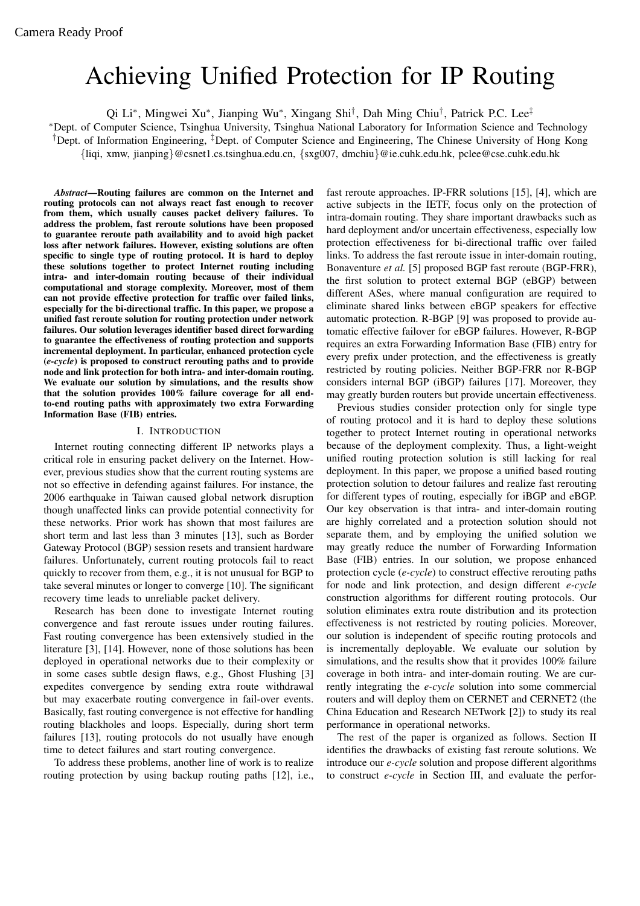Camera Ready Proof

# Achieving Unified Protection for IP Routing

Qi Li*, Mingwei Xu*, Jianping Wu*, Xingang Shi†, Dah Ming Chiu†, Patrick P.C. Lee‡

*Dept. of Computer Science, Tsinghua University, Tsinghua National Laboratory for Information Science and Technology
†Dept. of Information Engineering, ‡Dept. of Computer Science and Engineering, The Chinese University of Hong Kong
{liqi, xmw, jianping}@csnet1.cs.tsinghua.edu.cn, {sxg007, dmchiu}@ie.cuhk.edu.hk, pclee@cse.cuhk.edu.hk

***Abstract*—Routing failures are common on the Internet and routing protocols can not always react fast enough to recover from them, which usually causes packet delivery failures. To address the problem, fast reroute solutions have been proposed to guarantee reroute path availability and to avoid high packet loss after network failures. However, existing solutions are often specific to single type of routing protocol. It is hard to deploy these solutions together to protect Internet routing including intra- and inter-domain routing because of their individual computational and storage complexity. Moreover, most of them can not provide effective protection for traffic over failed links, especially for the bi-directional traffic. In this paper, we propose a unified fast reroute solution for routing protection under network failures. Our solution leverages identifier based direct forwarding to guarantee the effectiveness of routing protection and supports incremental deployment. In particular, enhanced protection cycle (*e-cycle*) is proposed to construct rerouting paths and to provide node and link protection for both intra- and inter-domain routing. We evaluate our solution by simulations, and the results show that the solution provides 100% failure coverage for all end-to-end routing paths with approximately two extra Forwarding Information Base (FIB) entries.**

## I. Introduction

Internet routing connecting different IP networks plays a critical role in ensuring packet delivery on the Internet. However, previous studies show that the current routing systems are not so effective in defending against failures. For instance, the 2006 earthquake in Taiwan caused global network disruption though unaffected links can provide potential connectivity for these networks. Prior work has shown that most failures are short term and last less than 3 minutes [13], such as Border Gateway Protocol (BGP) session resets and transient hardware failures. Unfortunately, current routing protocols fail to react quickly to recover from them, e.g., it is not unusual for BGP to take several minutes or longer to converge [10]. The significant recovery time leads to unreliable packet delivery.

Research has been done to investigate Internet routing convergence and fast reroute issues under routing failures. Fast routing convergence has been extensively studied in the literature [3], [14]. However, none of those solutions has been deployed in operational networks due to their complexity or in some cases subtle design flaws, e.g., Ghost Flushing [3] expedites convergence by sending extra route withdrawal but may exacerbate routing convergence in fail-over events. Basically, fast routing convergence is not effective for handling routing blackholes and loops. Especially, during short term failures [13], routing protocols do not usually have enough time to detect failures and start routing convergence.

To address these problems, another line of work is to realize routing protection by using backup routing paths [12], i.e., fast reroute approaches. IP-FRR solutions [15], [4], which are active subjects in the IETF, focus only on the protection of intra-domain routing. They share important drawbacks such as hard deployment and/or uncertain effectiveness, especially low protection effectiveness for bi-directional traffic over failed links. To address the fast reroute issue in inter-domain routing, Bonaventure *et al.* [5] proposed BGP fast reroute (BGP-FRR), the first solution to protect external BGP (eBGP) between different ASes, where manual configuration are required to eliminate shared links between eBGP speakers for effective automatic protection. R-BGP [9] was proposed to provide automatic effective failover for eBGP failures. However, R-BGP requires an extra Forwarding Information Base (FIB) entry for every prefix under protection, and the effectiveness is greatly restricted by routing policies. Neither BGP-FRR nor R-BGP considers internal BGP (iBGP) failures [17]. Moreover, they may greatly burden routers but provide uncertain effectiveness.

Previous studies consider protection only for single type of routing protocol and it is hard to deploy these solutions together to protect Internet routing in operational networks because of the deployment complexity. Thus, a light-weight unified routing protection solution is still lacking for real deployment. In this paper, we propose a unified based routing protection solution to detour failures and realize fast rerouting for different types of routing, especially for iBGP and eBGP. Our key observation is that intra- and inter-domain routing are highly correlated and a protection solution should not separate them, and by employing the unified solution we may greatly reduce the number of Forwarding Information Base (FIB) entries. In our solution, we propose enhanced protection cycle (*e-cycle*) to construct effective rerouting paths for node and link protection, and design different *e-cycle* construction algorithms for different routing protocols. Our solution eliminates extra route distribution and its protection effectiveness is not restricted by routing policies. Moreover, our solution is independent of specific routing protocols and is incrementally deployable. We evaluate our solution by simulations, and the results show that it provides 100% failure coverage in both intra- and inter-domain routing. We are currently integrating the *e-cycle* solution into some commercial routers and will deploy them on CERNET and CERNET2 (the China Education and Research NETwork [2]) to study its real performance in operational networks.

The rest of the paper is organized as follows. Section II identifies the drawbacks of existing fast reroute solutions. We introduce our *e-cycle* solution and propose different algorithms to construct *e-cycle* in Section III, and evaluate the perfor-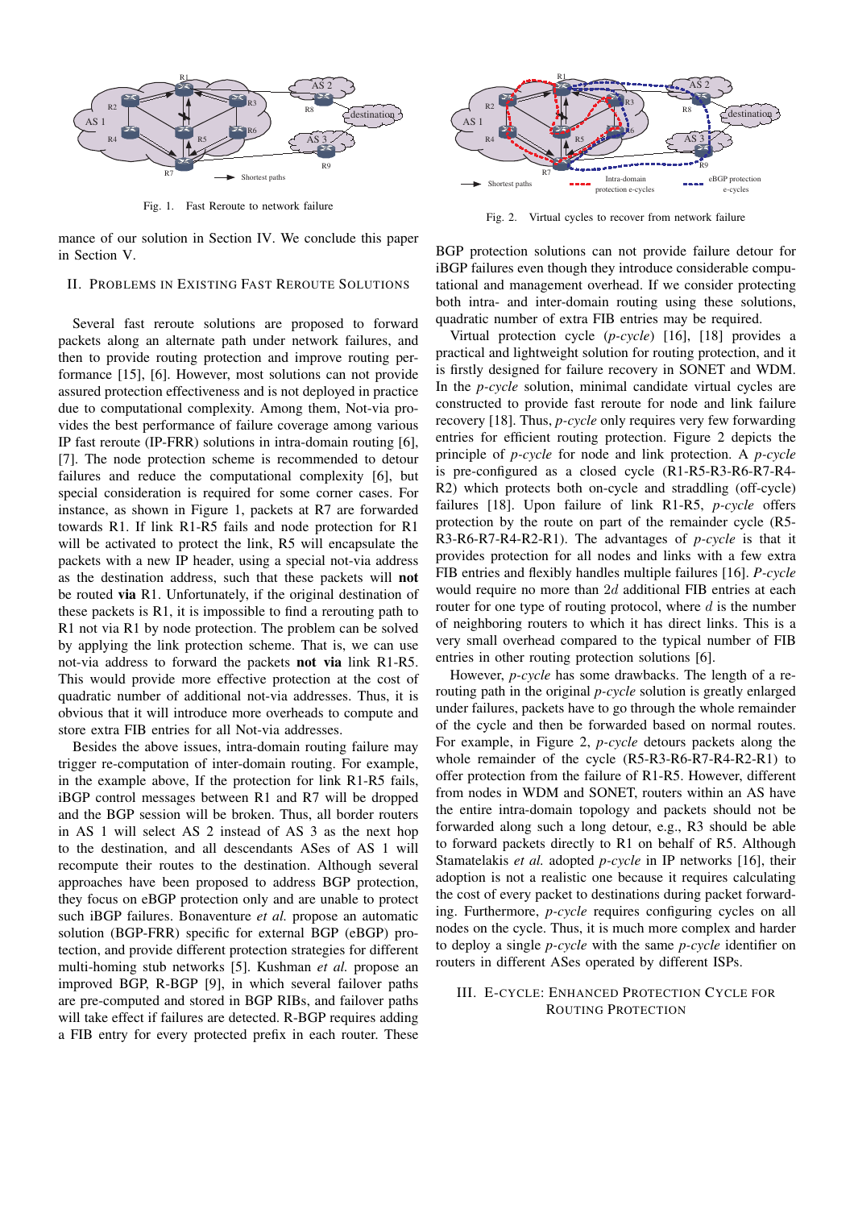Fig. 1. Fast Reroute to network failure

Fig. 2. Virtual cycles to recover from network failure

mance of our solution in Section IV. We conclude this paper in Section V.

## II. Problems in Existing Fast Reroute Solutions

Several fast reroute solutions are proposed to forward packets along an alternate path under network failures, and then to provide routing protection and improve routing performance [15], [6]. However, most solutions can not provide assured protection effectiveness and is not deployed in practice due to computational complexity. Among them, Not-via provides the best performance of failure coverage among various IP fast reroute (IP-FRR) solutions in intra-domain routing [6], [7]. The node protection scheme is recommended to detour failures and reduce the computational complexity [6], but special consideration is required for some corner cases. For instance, as shown in Figure 1, packets at R7 are forwarded towards R1. If link R1-R5 fails and node protection for R1 will be activated to protect the link, R5 will encapsulate the packets with a new IP header, using a special not-via address as the destination address, such that these packets will **not** be routed **via** R1. Unfortunately, if the original destination of these packets is R1, it is impossible to find a rerouting path to R1 not via R1 by node protection. The problem can be solved by applying the link protection scheme. That is, we can use not-via address to forward the packets **not via** link R1-R5. This would provide more effective protection at the cost of quadratic number of additional not-via addresses. Thus, it is obvious that it will introduce more overheads to compute and store extra FIB entries for all Not-via addresses.

Besides the above issues, intra-domain routing failure may trigger re-computation of inter-domain routing. For example, in the example above, If the protection for link R1-R5 fails, iBGP control messages between R1 and R7 will be dropped and the BGP session will be broken. Thus, all border routers in AS 1 will select AS 2 instead of AS 3 as the next hop to the destination, and all descendants ASes of AS 1 will recompute their routes to the destination. Although several approaches have been proposed to address BGP protection, they focus on eBGP protection only and are unable to protect such iBGP failures. Bonaventure *et al.* propose an automatic solution (BGP-FRR) specific for external BGP (eBGP) protection, and provide different protection strategies for different multi-homing stub networks [5]. Kushman *et al.* propose an improved BGP, R-BGP [9], in which several failover paths are pre-computed and stored in BGP RIBs, and failover paths will take effect if failures are detected. R-BGP requires adding a FIB entry for every protected prefix in each router. These BGP protection solutions can not provide failure detour for iBGP failures even though they introduce considerable computational and management overhead. If we consider protecting both intra- and inter-domain routing using these solutions, quadratic number of extra FIB entries may be required.

Virtual protection cycle (*p-cycle*) [16], [18] provides a practical and lightweight solution for routing protection, and it is firstly designed for failure recovery in SONET and WDM. In the *p-cycle* solution, minimal candidate virtual cycles are constructed to provide fast reroute for node and link failure recovery [18]. Thus, *p-cycle* only requires very few forwarding entries for efficient routing protection. Figure 2 depicts the principle of *p-cycle* for node and link protection. A *p-cycle* is pre-configured as a closed cycle (R1-R5-R3-R6-R7-R4-R2) which protects both on-cycle and straddling (off-cycle) failures [18]. Upon failure of link R1-R5, *p-cycle* offers protection by the route on part of the remainder cycle (R5-R3-R6-R7-R4-R2-R1). The advantages of *p-cycle* is that it provides protection for all nodes and links with a few extra FIB entries and flexibly handles multiple failures [16]. *P-cycle* would require no more than $2d$ additional FIB entries at each router for one type of routing protocol, where $d$ is the number of neighboring routers to which it has direct links. This is a very small overhead compared to the typical number of FIB entries in other routing protection solutions [6].

However, *p-cycle* has some drawbacks. The length of a rerouting path in the original *p-cycle* solution is greatly enlarged under failures, packets have to go through the whole remainder of the cycle and then be forwarded based on normal routes. For example, in Figure 2, *p-cycle* detours packets along the whole remainder of the cycle (R5-R3-R6-R7-R4-R2-R1) to offer protection from the failure of R1-R5. However, different from nodes in WDM and SONET, routers within an AS have the entire intra-domain topology and packets should not be forwarded along such a long detour, e.g., R3 should be able to forward packets directly to R1 on behalf of R5. Although Stamatelakis *et al.* adopted *p-cycle* in IP networks [16], their adoption is not a realistic one because it requires calculating the cost of every packet to destinations during packet forwarding. Furthermore, *p-cycle* requires configuring cycles on all nodes on the cycle. Thus, it is much more complex and harder to deploy a single *p-cycle* with the same *p-cycle* identifier on routers in different ASes operated by different ISPs.

## III. E-cycle: Enhanced Protection Cycle for Routing Protection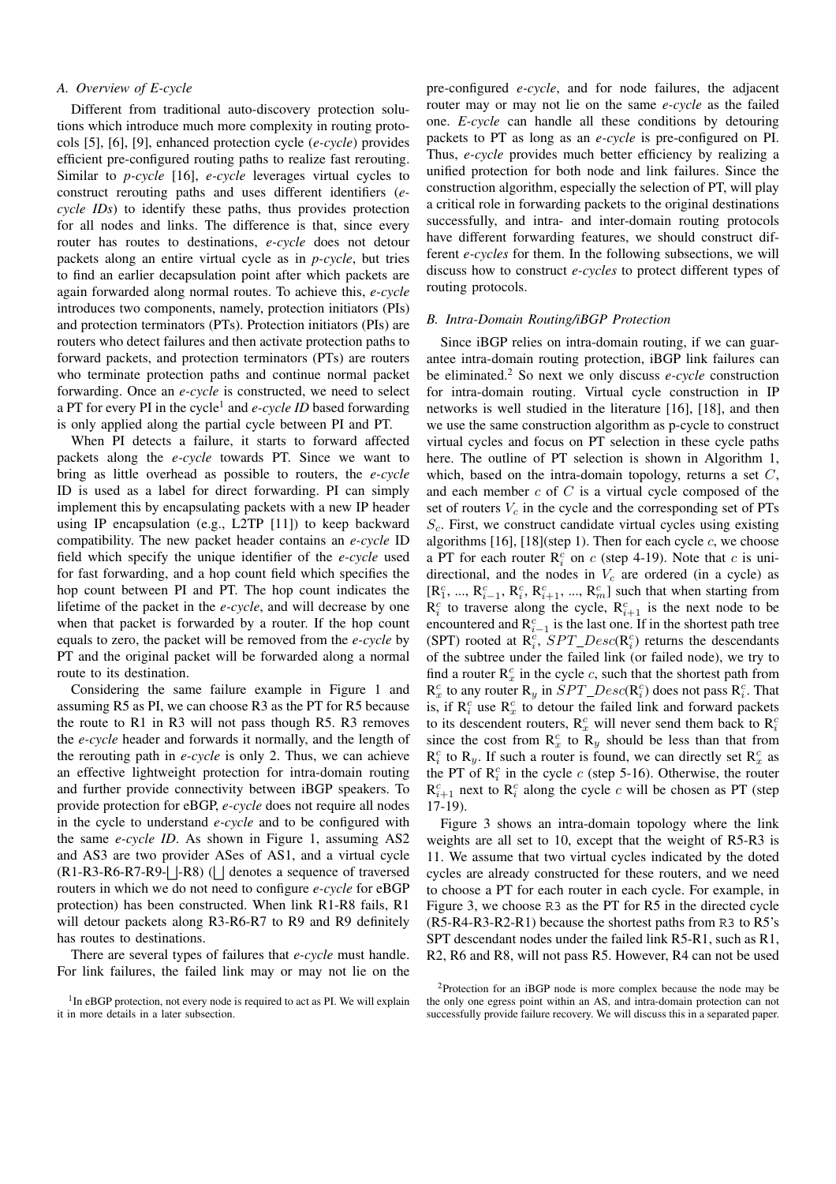### A. Overview of E-cycle

Different from traditional auto-discovery protection solutions which introduce much more complexity in routing protocols [5], [6], [9], enhanced protection cycle (*e-cycle*) provides efficient pre-configured routing paths to realize fast rerouting. Similar to *p-cycle* [16], *e-cycle* leverages virtual cycles to construct rerouting paths and uses different identifiers (*e-cycle IDs*) to identify these paths, thus provides protection for all nodes and links. The difference is that, since every router has routes to destinations, *e-cycle* does not detour packets along an entire virtual cycle as in *p-cycle*, but tries to find an earlier decapsulation point after which packets are again forwarded along normal routes. To achieve this, *e-cycle* introduces two components, namely, protection initiators (PIs) and protection terminators (PTs). Protection initiators (PIs) are routers who detect failures and then activate protection paths to forward packets, and protection terminators (PTs) are routers who terminate protection paths and continue normal packet forwarding. Once an *e-cycle* is constructed, we need to select a PT for every PI in the cycle[1] and *e-cycle ID* based forwarding is only applied along the partial cycle between PI and PT.

When PI detects a failure, it starts to forward affected packets along the *e-cycle* towards PT. Since we want to bring as little overhead as possible to routers, the *e-cycle* ID is used as a label for direct forwarding. PI can simply implement this by encapsulating packets with a new IP header using IP encapsulation (e.g., L2TP [11]) to keep backward compatibility. The new packet header contains an *e-cycle* ID field which specify the unique identifier of the *e-cycle* used for fast forwarding, and a hop count field which specifies the hop count between PI and PT. The hop count indicates the lifetime of the packet in the *e-cycle*, and will decrease by one when that packet is forwarded by a router. If the hop count equals to zero, the packet will be removed from the *e-cycle* by PT and the original packet will be forwarded along a normal route to its destination.

Considering the same failure example in Figure 1 and assuming R5 as PI, we can choose R3 as the PT for R5 because the route to R1 in R3 will not pass though R5. R3 removes the *e-cycle* header and forwards it normally, and the length of the rerouting path in *e-cycle* is only 2. Thus, we can achieve an effective lightweight protection for intra-domain routing and further provide connectivity between iBGP speakers. To provide protection for eBGP, *e-cycle* does not require all nodes in the cycle to understand *e-cycle* and to be configured with the same *e-cycle ID*. As shown in Figure 1, assuming AS2 and AS3 are two provider ASes of AS1, and a virtual cycle (R1-R3-R6-R7-R9-⊔-R8) (⊔ denotes a sequence of traversed routers in which we do not need to configure *e-cycle* for eBGP protection) has been constructed. When link R1-R8 fails, R1 will detour packets along R3-R6-R7 to R9 and R9 definitely has routes to destinations.

There are several types of failures that *e-cycle* must handle. For link failures, the failed link may or may not lie on the pre-configured *e-cycle*, and for node failures, the adjacent router may or may not lie on the same *e-cycle* as the failed one. *E-cycle* can handle all these conditions by detouring packets to PT as long as an *e-cycle* is pre-configured on PI. Thus, *e-cycle* provides much better efficiency by realizing a unified protection for both node and link failures. Since the construction algorithm, especially the selection of PT, will play a critical role in forwarding packets to the original destinations successfully, and intra- and inter-domain routing protocols have different forwarding features, we should construct different *e-cycles* for them. In the following subsections, we will discuss how to construct *e-cycles* to protect different types of routing protocols.

[1] In eBGP protection, not every node is required to act as PI. We will explain it in more details in a later subsection.

### B. Intra-Domain Routing/iBGP Protection

Since iBGP relies on intra-domain routing, if we can guarantee intra-domain routing protection, iBGP link failures can be eliminated.[2] So next we only discuss *e-cycle* construction for intra-domain routing. Virtual cycle construction in IP networks is well studied in the literature [16], [18], and then we use the same construction algorithm as p-cycle to construct virtual cycles and focus on PT selection in these cycle paths here. The outline of PT selection is shown in Algorithm 1, which, based on the intra-domain topology, returns a set $C$, and each member $c$ of $C$ is a virtual cycle composed of the set of routers $V_c$ in the cycle and the corresponding set of PTs $S_c$. First, we construct candidate virtual cycles using existing algorithms [16], [18](step 1). Then for each cycle $c$, we choose a PT for each router $R_i^c$ on $c$ (step 4-19). Note that $c$ is unidirectional, and the nodes in $V_c$ are ordered (in a cycle) as $[R_1^c, ..., R_{i-1}^c, R_i^c, R_{i+1}^c, ..., R_m^c]$ such that when starting from $R_i^c$ to traverse along the cycle, $R_{i+1}^c$ is the next node to be encountered and $R_{i-1}^c$ is the last one. If in the shortest path tree (SPT) rooted at $R_i^c$, $SPT\_Desc(R_i^c)$ returns the descendants of the subtree under the failed link (or failed node), we try to find a router $R_x^c$ in the cycle $c$, such that the shortest path from $R_x^c$ to any router $R_y$ in $SPT\_Desc(R_i^c)$ does not pass $R_i^c$. That is, if $R_i^c$ use $R_x^c$ to detour the failed link and forward packets to its descendent routers, $R_x^c$ will never send them back to $R_i^c$ since the cost from $R_x^c$ to $R_y$ should be less than that from $R_i^c$ to $R_y$. If such a router is found, we can directly set $R_x^c$ as the PT of $R_i^c$ in the cycle $c$ (step 5-16). Otherwise, the router $R_{i+1}^c$ next to $R_i^c$ along the cycle $c$ will be chosen as PT (step 17-19).

Figure 3 shows an intra-domain topology where the link weights are all set to 10, except that the weight of R5-R3 is 11. We assume that two virtual cycles indicated by the doted cycles are already constructed for these routers, and we need to choose a PT for each router in each cycle. For example, in Figure 3, we choose R3 as the PT for R5 in the directed cycle (R5-R4-R3-R2-R1) because the shortest paths from R3 to R5's SPT descendant nodes under the failed link R5-R1, such as R1, R2, R6 and R8, will not pass R5. However, R4 can not be used

[2] Protection for an iBGP node is more complex because the node may be the only one egress point within an AS, and intra-domain protection can not successfully provide failure recovery. We will discuss this in a separated paper.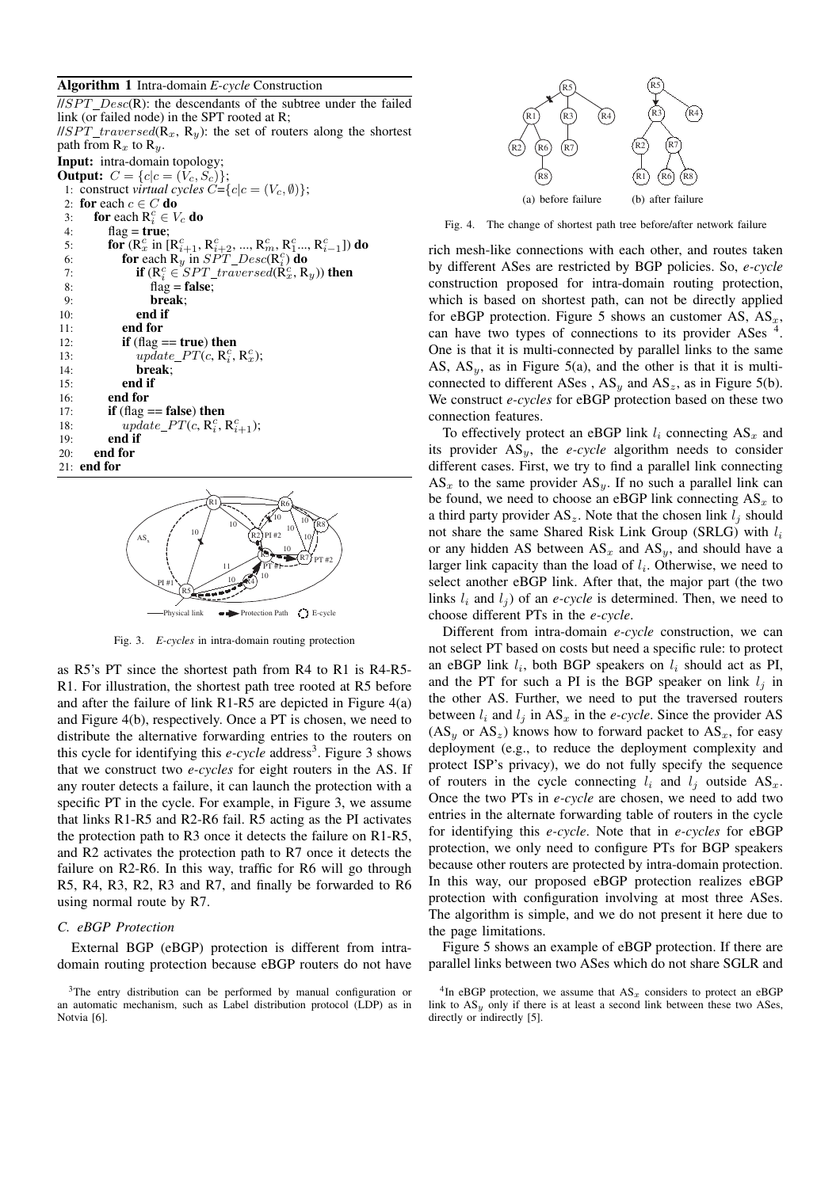**Algorithm 1** Intra-domain *E-cycle* Construction

```
//SPT_Desc(R): the descendants of the subtree under the failed
link (or failed node) in the SPT rooted at R;
//SPT_traversed(R_x, R_y): the set of routers along the shortest
path from R_x to R_y.
Input: intra-domain topology;
Output: C = {c|c = (V_c, S_c)};
 1: construct virtual cycles C={c|c = (V_c, ∅)};
 2: for each c ∈ C do
 3:   for each R_i^c ∈ V_c do
 4:     flag = true;
 5:     for (R_x^c in [R_{i+1}^c, R_{i+2}^c, ..., R_m^c, R_1^c..., R_{i-1}^c]) do
 6:       for each R_y in SPT_Desc(R_i^c) do
 7:         if (R_i^c ∈ SPT_traversed(R_x^c, R_y)) then
 8:           flag = false;
 9:           break;
10:         end if
11:       end for
12:       if (flag == true) then
13:         update_PT(c, R_i^c, R_x^c);
14:         break;
15:       end if
16:     end for
17:     if (flag == false) then
18:       update_PT(c, R_i^c, R_{i+1}^c);
19:     end if
20:   end for
21: end for
```

Fig. 3. *E-cycles* in intra-domain routing protection

as R5's PT since the shortest path from R4 to R1 is R4-R5-R1. For illustration, the shortest path tree rooted at R5 before and after the failure of link R1-R5 are depicted in Figure 4(a) and Figure 4(b), respectively. Once a PT is chosen, we need to distribute the alternative forwarding entries to the routers on this cycle for identifying this *e-cycle* address[3]. Figure 3 shows that we construct two *e-cycles* for eight routers in the AS. If any router detects a failure, it can launch the protection with a specific PT in the cycle. For example, in Figure 3, we assume that links R1-R5 and R2-R6 fail. R5 acting as the PI activates the protection path to R3 once it detects the failure on R1-R5, and R2 activates the protection path to R7 once it detects the failure on R2-R6. In this way, traffic for R6 will go through R5, R4, R3, R2, R3 and R7, and finally be forwarded to R6 using normal route by R7.

### C. eBGP Protection

External BGP (eBGP) protection is different from intra-domain routing protection because eBGP routers do not have rich mesh-like connections with each other, and routes taken by different ASes are restricted by BGP policies. So, *e-cycle* construction proposed for intra-domain routing protection, which is based on shortest path, can not be directly applied for eBGP protection. Figure 5 shows an customer AS, $AS_x$, can have two types of connections to its provider ASes [4]. One is that it is multi-connected by parallel links to the same AS, $AS_y$, as in Figure 5(a), and the other is that it is multi-connected to different ASes , $AS_y$ and $AS_z$, as in Figure 5(b). We construct *e-cycles* for eBGP protection based on these two connection features.

To effectively protect an eBGP link $l_i$ connecting $AS_x$ and its provider $AS_y$, the *e-cycle* algorithm needs to consider different cases. First, we try to find a parallel link connecting $AS_x$ to the same provider $AS_y$. If no such a parallel link can be found, we need to choose an eBGP link connecting $AS_x$ to a third party provider $AS_z$. Note that the chosen link $l_j$ should not share the same Shared Risk Link Group (SRLG) with $l_i$ or any hidden AS between $AS_x$ and $AS_y$, and should have a larger link capacity than the load of $l_i$. Otherwise, we need to select another eBGP link. After that, the major part (the two links $l_i$ and $l_j$) of an *e-cycle* is determined. Then, we need to choose different PTs in the *e-cycle*.

Different from intra-domain *e-cycle* construction, we can not select PT based on costs but need a specific rule: to protect an eBGP link $l_i$, both BGP speakers on $l_i$ should act as PI, and the PT for such a PI is the BGP speaker on link $l_j$ in the other AS. Further, we need to put the traversed routers between $l_i$ and $l_j$ in $AS_x$ in the *e-cycle*. Since the provider AS ($AS_y$ or $AS_z$) knows how to forward packet to $AS_x$, for easy deployment (e.g., to reduce the deployment complexity and protect ISP's privacy), we do not fully specify the sequence of routers in the cycle connecting $l_i$ and $l_j$ outside $AS_x$. Once the two PTs in *e-cycle* are chosen, we need to add two entries in the alternate forwarding table of routers in the cycle for identifying this *e-cycle*. Note that in *e-cycles* for eBGP protection, we only need to configure PTs for BGP speakers because other routers are protected by intra-domain protection. In this way, our proposed eBGP protection realizes eBGP protection with configuration involving at most three ASes. The algorithm is simple, and we do not present it here due to the page limitations.

Figure 5 shows an example of eBGP protection. If there are parallel links between two ASes which do not share SGLR and

Fig. 4. The change of shortest path tree before/after network failure

[3]The entry distribution can be performed by manual configuration or an automatic mechanism, such as Label distribution protocol (LDP) as in Notvia [6].

[4]In eBGP protection, we assume that $AS_x$ considers to protect an eBGP link to $AS_y$ only if there is at least a second link between these two ASes, directly or indirectly [5].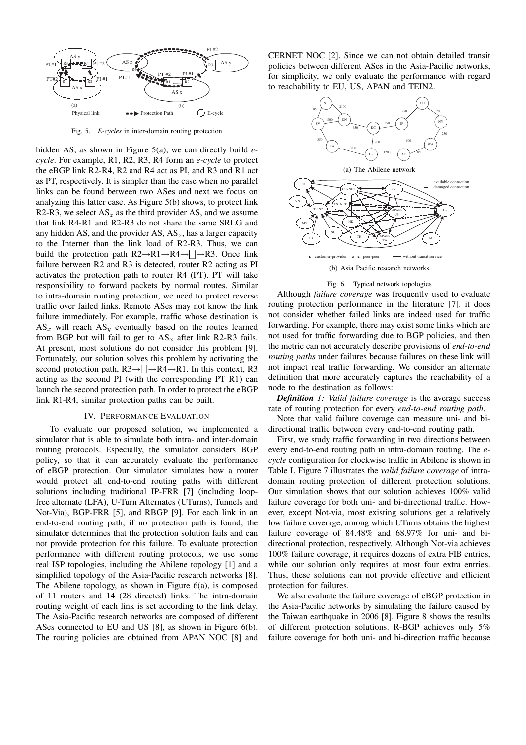Fig. 5. *E-cycles* in inter-domain routing protection

hidden AS, as shown in Figure 5(a), we can directly build *e-cycle*. For example, R1, R2, R3, R4 form an *e-cycle* to protect the eBGP link R2-R4, R2 and R4 act as PI, and R3 and R1 act as PT, respectively. It is simpler than the case when no parallel links can be found between two ASes and next we focus on analyzing this latter case. As Figure 5(b) shows, to protect link R2-R3, we select $AS_z$ as the third provider AS, and we assume that link R4-R1 and R2-R3 do not share the same SRLG and any hidden AS, and the provider AS, $AS_z$, has a larger capacity to the Internet than the link load of R2-R3. Thus, we can build the protection path R2→R1→R4→⌊⌋→R3. Once link failure between R2 and R3 is detected, router R2 acting as PI activates the protection path to router R4 (PT). PT will take responsibility to forward packets by normal routes. Similar to intra-domain routing protection, we need to protect reverse traffic over failed links. Remote ASes may not know the link failure immediately. For example, traffic whose destination is $AS_x$ will reach $AS_y$ eventually based on the routes learned from BGP but will fail to get to $AS_x$ after link R2-R3 fails. At present, most solutions do not consider this problem [9]. Fortunately, our solution solves this problem by activating the second protection path, R3→⌊⌋→R4→R1. In this context, R3 acting as the second PI (with the corresponding PT R1) can launch the second protection path. In order to protect the eBGP link R1-R4, similar protection paths can be built.

## IV. Performance Evaluation

To evaluate our proposed solution, we implemented a simulator that is able to simulate both intra- and inter-domain routing protocols. Especially, the simulator considers BGP policy, so that it can accurately evaluate the performance of eBGP protection. Our simulator simulates how a router would protect all end-to-end routing paths with different solutions including traditional IP-FRR [7] (including loop-free alternate (LFA), U-Turn Alternates (UTurns), Tunnels and Not-Via), BGP-FRR [5], and RBGP [9]. For each link in an end-to-end routing path, if no protection path is found, the simulator determines that the protection solution fails and can not provide protection for this failure. To evaluate protection performance with different routing protocols, we use some real ISP topologies, including the Abilene topology [1] and a simplified topology of the Asia-Pacific research networks [8]. The Abilene topology, as shown in Figure 6(a), is composed of 11 routers and 14 (28 directed) links. The intra-domain routing weight of each link is set according to the link delay. The Asia-Pacific research networks are composed of different ASes connected to EU and US [8], as shown in Figure 6(b). The routing policies are obtained from APAN NOC [8] and CERNET NOC [2]. Since we can not obtain detailed transit policies between different ASes in the Asia-Pacific networks, for simplicity, we only evaluate the performance with regard to reachability to EU, US, APAN and TEIN2.

(a) The Abilene network

(b) Asia Pacific research networks

Fig. 6. Typical network topologies

Although *failure coverage* was frequently used to evaluate routing protection performance in the literature [7], it does not consider whether failed links are indeed used for traffic forwarding. For example, there may exist some links which are not used for traffic forwarding due to BGP policies, and then the metric can not accurately describe provisions of *end-to-end routing paths* under failures because failures on these link will not impact real traffic forwarding. We consider an alternate definition that more accurately captures the reachability of a node to the destination as follows:

***Definition** 1: Valid failure coverage* is the average success rate of routing protection for every *end-to-end routing path*.

Note that valid failure coverage can measure uni- and bi-directional traffic between every end-to-end routing path.

First, we study traffic forwarding in two directions between every end-to-end routing path in intra-domain routing. The *e-cycle* configuration for clockwise traffic in Abilene is shown in Table I. Figure 7 illustrates the *valid failure coverage* of intra-domain routing protection of different protection solutions. Our simulation shows that our solution achieves 100% valid failure coverage for both uni- and bi-directional traffic. However, except Not-via, most existing solutions get a relatively low failure coverage, among which UTurns obtains the highest failure coverage of 84.48% and 68.97% for uni- and bi-directional protection, respectively. Although Not-via achieves 100% failure coverage, it requires dozens of extra FIB entries, while our solution only requires at most four extra entries. Thus, these solutions can not provide effective and efficient protection for failures.

We also evaluate the failure coverage of eBGP protection in the Asia-Pacific networks by simulating the failure caused by the Taiwan earthquake in 2006 [8]. Figure 8 shows the results of different protection solutions. R-BGP achieves only 5% failure coverage for both uni- and bi-direction traffic because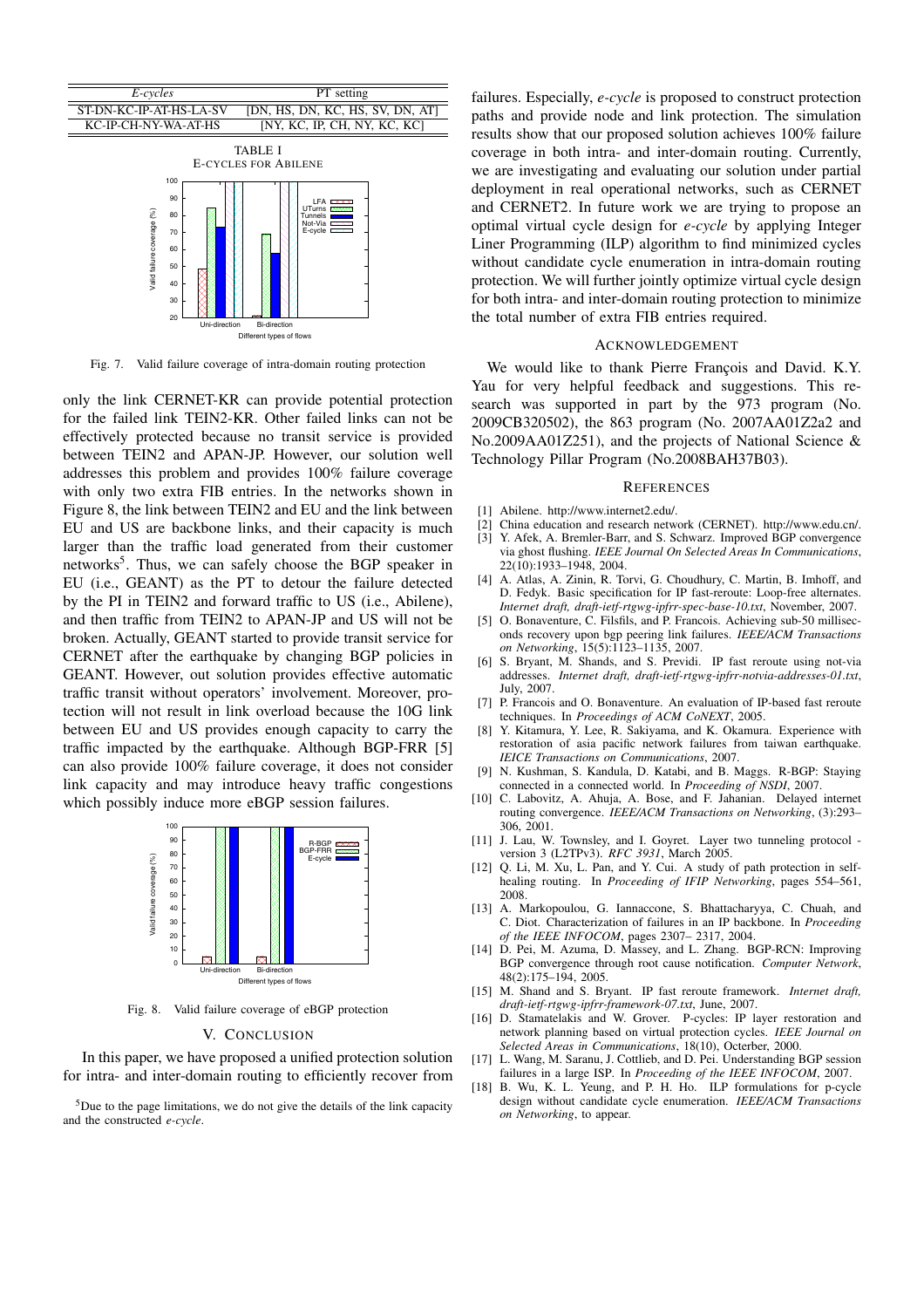| *E-cycles* | PT setting |
|---|---|
| ST-DN-KC-IP-AT-HS-SV | [DN, HS, DN, KC, HS, SV, DN, AT] |
| KC-IP-CH-NY-WA-AT-HS | [NY, KC, IP, CH, NY, KC, KC] |

TABLE I
E-CYCLES FOR ABILENE

100
90
80
70
60
50
40
30
20
Valid failure coverage (%)
Uni-direction
Bi-direction
Different types of flows
LFA
UTurns
Tunnels
Not-Via
E-cycle

Fig. 7. Valid failure coverage of intra-domain routing protection

only the link CERNET-KR can provide potential protection for the failed link TEIN2-KR. Other failed links can not be effectively protected because no transit service is provided between TEIN2 and APAN-JP. However, our solution well addresses this problem and provides 100% failure coverage with only two extra FIB entries. In the networks shown in Figure 8, the link between TEIN2 and EU and the link between EU and US are backbone links, and their capacity is much larger than the traffic load generated from their customer networks[5]. Thus, we can safely choose the BGP speaker in EU (i.e., GEANT) as the PT to detour the failure detected by the PI in TEIN2 and forward traffic to US (i.e., Abilene), and then traffic from TEIN2 to APAN-JP and US will not be broken. Actually, GEANT started to provide transit service for CERNET after the earthquake by changing BGP policies in GEANT. However, out solution provides effective automatic traffic transit without operators' involvement. Moreover, protection will not result in link overload because the 10G link between EU and US provides enough capacity to carry the traffic impacted by the earthquake. Although BGP-FRR [5] can also provide 100% failure coverage, it does not consider link capacity and may introduce heavy traffic congestions which possibly induce more eBGP session failures.

100
90
80
70
60
50
40
30
20
10
0
Valid failure coverage (%)
Uni-direction
Bi-direction
Different types of flows
R-BGP
BGP-FRR
E-cycle

Fig. 8. Valid failure coverage of eBGP protection

## V. Conclusion

In this paper, we have proposed a unified protection solution for intra- and inter-domain routing to efficiently recover from failures. Especially, *e-cycle* is proposed to construct protection paths and provide node and link protection. The simulation results show that our proposed solution achieves 100% failure coverage in both intra- and inter-domain routing. Currently, we are investigating and evaluating our solution under partial deployment in real operational networks, such as CERNET and CERNET2. In future work we are trying to propose an optimal virtual cycle design for *e-cycle* by applying Integer Liner Programming (ILP) algorithm to find minimized cycles without candidate cycle enumeration in intra-domain routing protection. We will further jointly optimize virtual cycle design for both intra- and inter-domain routing protection to minimize the total number of extra FIB entries required.

[5]Due to the page limitations, we do not give the details of the link capacity and the constructed *e-cycle*.

## Acknowledgement

We would like to thank Pierre François and David. K.Y. Yau for very helpful feedback and suggestions. This research was supported in part by the 973 program (No. 2009CB320502), the 863 program (No. 2007AA01Z2a2 and No.2009AA01Z251), and the projects of National Science & Technology Pillar Program (No.2008BAH37B03).

## References

[1] Abilene. http://www.internet2.edu/.
[2] China education and research network (CERNET). http://www.edu.cn/.
[3] Y. Afek, A. Bremler-Barr, and S. Schwarz. Improved BGP convergence via ghost flushing. *IEEE Journal On Selected Areas In Communications*, 22(10):1933–1948, 2004.
[4] A. Atlas, A. Zinin, R. Torvi, G. Choudhury, C. Martin, B. Imhoff, and D. Fedyk. Basic specification for IP fast-reroute: Loop-free alternates. *Internet draft, draft-ietf-rtgwg-ipfrr-spec-base-10.txt*, November, 2007.
[5] O. Bonaventure, C. Filsfils, and P. Francois. Achieving sub-50 milliseconds recovery upon bgp peering link failures. *IEEE/ACM Transactions on Networking*, 15(5):1123–1135, 2007.
[6] S. Bryant, M. Shands, and S. Previdi. IP fast reroute using not-via addresses. *Internet draft, draft-ietf-rtgwg-ipfrr-notvia-addresses-01.txt*, July, 2007.
[7] P. Francois and O. Bonaventure. An evaluation of IP-based fast reroute techniques. In *Proceedings of ACM CoNEXT*, 2005.
[8] Y. Kitamura, Y. Lee, R. Sakiyama, and K. Okamura. Experience with restoration of asia pacific network failures from taiwan earthquake. *IEICE Transactions on Communications*, 2007.
[9] N. Kushman, S. Kandula, D. Katabi, and B. Maggs. R-BGP: Staying connected in a connected world. In *Proceeding of NSDI*, 2007.
[10] C. Labovitz, A. Ahuja, A. Bose, and F. Jahanian. Delayed internet routing convergence. *IEEE/ACM Transactions on Networking*, (3):293–306, 2001.
[11] J. Lau, W. Townsley, and I. Goyret. Layer two tunneling protocol - version 3 (L2TPv3). *RFC 3931*, March 2005.
[12] Q. Li, M. Xu, L. Pan, and Y. Cui. A study of path protection in self-healing routing. In *Proceeding of IFIP Networking*, pages 554–561, 2008.
[13] A. Markopoulou, G. Iannaccone, S. Bhattacharyya, C. Chuah, and C. Diot. Characterization of failures in an IP backbone. In *Proceeding of the IEEE INFOCOM*, pages 2307– 2317, 2004.
[14] D. Pei, M. Azuma, D. Massey, and L. Zhang. BGP-RCN: Improving BGP convergence through root cause notification. *Computer Network*, 48(2):175–194, 2005.
[15] M. Shand and S. Bryant. IP fast reroute framework. *Internet draft, draft-ietf-rtgwg-ipfrr-framework-07.txt*, June, 2007.
[16] D. Stamatelakis and W. Grover. P-cycles: IP layer restoration and network planning based on virtual protection cycles. *IEEE Journal on Selected Areas in Communications*, 18(10), Octerber, 2000.
[17] L. Wang, M. Saranu, J. Cottlieb, and D. Pei. Understanding BGP session failures in a large ISP. In *Proceeding of the IEEE INFOCOM*, 2007.
[18] B. Wu, K. L. Yeung, and P. H. Ho. ILP formulations for p-cycle design without candidate cycle enumeration. *IEEE/ACM Transactions on Networking*, to appear.